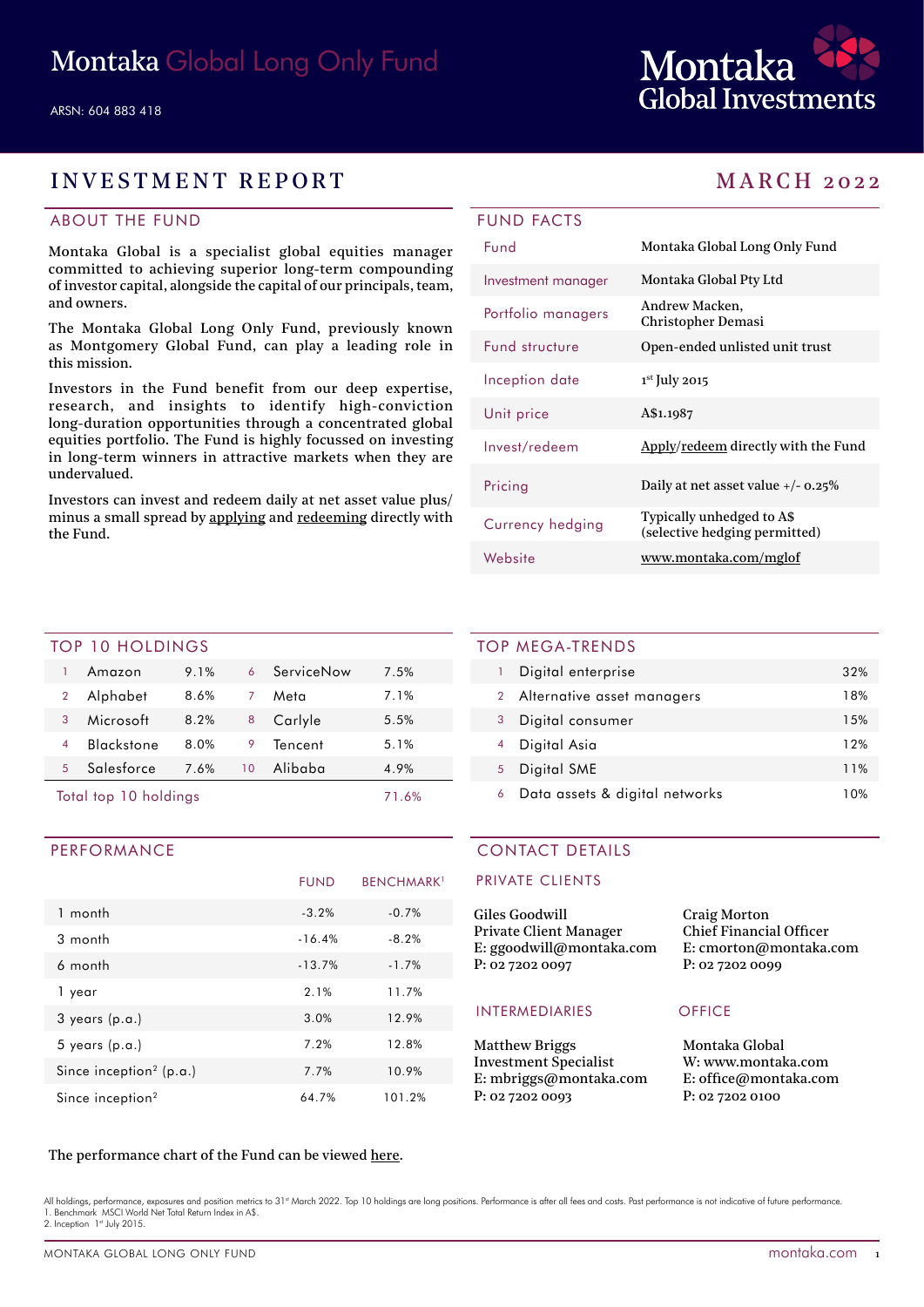# Montaka Global Long Only Fund

ARSN: 604 883 418

Montaka Global Investments

## INVESTMENT REPORT

## MARCH 2022

### ABOUT THE FUND

Montaka Global is a specialist global equities manager committed to achieving superior long-term compounding of investor capital, alongside the capital of our principals, team, and owners.

The Montaka Global Long Only Fund, previously known as Montgomery Global Fund, can play a leading role in this mission.

Investors in the Fund benefit from our deep expertise, research, and insights to identify high-conviction long-duration opportunities through a concentrated global equities portfolio. The Fund is highly focussed on investing in long-term winners in attractive markets when they are undervalued.

Investors can invest and redeem daily at net asset value plus/minus a small spread by applying and redeeming directly with the Fund.

### FUND FACTS

| | |
|---|---|
| Fund | Montaka Global Long Only Fund |
| Investment manager | Montaka Global Pty Ltd |
| Portfolio managers | Andrew Macken, Christopher Demasi |
| Fund structure | Open-ended unlisted unit trust |
| Inception date | 1st July 2015 |
| Unit price | A$1.1987 |
| Invest/redeem | Apply/redeem directly with the Fund |
| Pricing | Daily at net asset value +/- 0.25% |
| Currency hedging | Typically unhedged to A$ (selective hedging permitted) |
| Website | www.montaka.com/mglof |

### TOP 10 HOLDINGS

| | | | | | |
|---|---|---|---|---|---|
| 1 | Amazon | 9.1% | 6 | ServiceNow | 7.5% |
| 2 | Alphabet | 8.6% | 7 | Meta | 7.1% |
| 3 | Microsoft | 8.2% | 8 | Carlyle | 5.5% |
| 4 | Blackstone | 8.0% | 9 | Tencent | 5.1% |
| 5 | Salesforce | 7.6% | 10 | Alibaba | 4.9% |
| Total top 10 holdings | | | | | 71.6% |

### TOP MEGA-TRENDS

| | | |
|---|---|---|
| 1 | Digital enterprise | 32% |
| 2 | Alternative asset managers | 18% |
| 3 | Digital consumer | 15% |
| 4 | Digital Asia | 12% |
| 5 | Digital SME | 11% |
| 6 | Data assets & digital networks | 10% |

### PERFORMANCE

| | FUND | BENCHMARK[1] |
|---|---|---|
| 1 month | -3.2% | -0.7% |
| 3 month | -16.4% | -8.2% |
| 6 month | -13.7% | -1.7% |
| 1 year | 2.1% | 11.7% |
| 3 years (p.a.) | 3.0% | 12.9% |
| 5 years (p.a.) | 7.2% | 12.8% |
| Since inception[2] (p.a.) | 7.7% | 10.9% |
| Since inception[2] | 64.7% | 101.2% |

The performance chart of the Fund can be viewed here.

### CONTACT DETAILS

#### PRIVATE CLIENTS

Giles Goodwill
Private Client Manager
E: ggoodwill@montaka.com
P: 02 7202 0097

Craig Morton
Chief Financial Officer
E: cmorton@montaka.com
P: 02 7202 0099

#### INTERMEDIARIES

Matthew Briggs
Investment Specialist
E: mbriggs@montaka.com
P: 02 7202 0093

#### OFFICE

Montaka Global
W: www.montaka.com
E: office@montaka.com
P: 02 7202 0100

All holdings, performance, exposures and position metrics to 31st March 2022. Top 10 holdings are long positions. Performance is after all fees and costs. Past performance is not indicative of future performance.
1. Benchmark MSCI World Net Total Return Index in A$.
2. Inception 1st July 2015.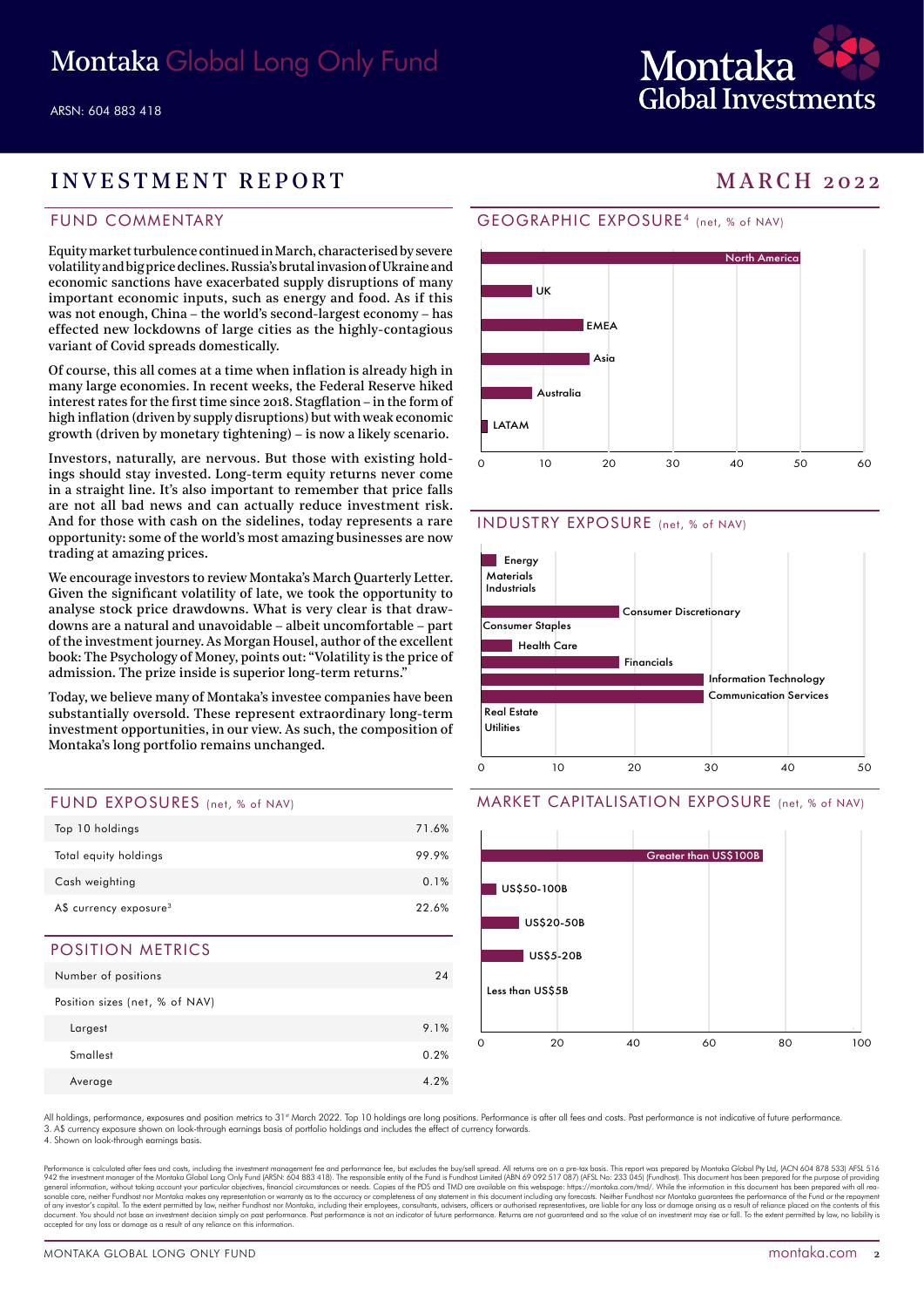# Montaka Global Long Only Fund

ARSN: 604 883 418

Montaka Global Investments

## INVESTMENT REPORT — MARCH 2022

### FUND COMMENTARY

Equity market turbulence continued in March, characterised by severe volatility and big price declines. Russia's brutal invasion of Ukraine and economic sanctions have exacerbated supply disruptions of many important economic inputs, such as energy and food. As if this was not enough, China – the world's second-largest economy – has effected new lockdowns of large cities as the highly-contagious variant of Covid spreads domestically.

Of course, this all comes at a time when inflation is already high in many large economies. In recent weeks, the Federal Reserve hiked interest rates for the first time since 2018. Stagflation – in the form of high inflation (driven by supply disruptions) but with weak economic growth (driven by monetary tightening) – is now a likely scenario.

Investors, naturally, are nervous. But those with existing holdings should stay invested. Long-term equity returns never come in a straight line. It's also important to remember that price falls are not all bad news and can actually reduce investment risk. And for those with cash on the sidelines, today represents a rare opportunity: some of the world's most amazing businesses are now trading at amazing prices.

We encourage investors to review Montaka's March Quarterly Letter. Given the significant volatility of late, we took the opportunity to analyse stock price drawdowns. What is very clear is that drawdowns are a natural and unavoidable – albeit uncomfortable – part of the investment journey. As Morgan Housel, author of the excellent book: The Psychology of Money, points out: "Volatility is the price of admission. The prize inside is superior long-term returns."

Today, we believe many of Montaka's investee companies have been substantially oversold. These represent extraordinary long-term investment opportunities, in our view. As such, the composition of Montaka's long portfolio remains unchanged.

### GEOGRAPHIC EXPOSURE[4] (net, % of NAV)

North America
UK
EMEA
Asia
Australia
LATAM
0 10 20 30 40 50 60

### INDUSTRY EXPOSURE (net, % of NAV)

Energy
Materials
Industrials
Consumer Discretionary
Consumer Staples
Health Care
Financials
Information Technology
Communication Services
Real Estate
Utilities
0 10 20 30 40 50

### FUND EXPOSURES (net, % of NAV)

| | |
|---|---|
| Top 10 holdings | 71.6% |
| Total equity holdings | 99.9% |
| Cash weighting | 0.1% |
| A$ currency exposure[3] | 22.6% |

### POSITION METRICS

| | |
|---|---|
| Number of positions | 24 |
| Position sizes (net, % of NAV) | |
| Largest | 9.1% |
| Smallest | 0.2% |
| Average | 4.2% |

### MARKET CAPITALISATION EXPOSURE (net, % of NAV)

Greater than US$100B
US$50-100B
US$20-50B
US$5-20B
Less than US$5B
0 20 40 60 80 100

All holdings, performance, exposures and position metrics to 31st March 2022. Top 10 holdings are long positions. Performance is after all fees and costs. Past performance is not indicative of future performance.
3. A$ currency exposure shown on look-through earnings basis of portfolio holdings and includes the effect of currency forwards.
4. Shown on look-through earnings basis.

Performance is calculated after fees and costs, including the investment management fee and performance fee, but excludes the buy/sell spread. All returns are on a pre-tax basis. This report was prepared by Montaka Global Pty Ltd, (ACN 604 878 533) AFSL 516 942 the investment manager of the Montaka Global Long Only Fund (ARSN: 604 883 418). The responsible entity of the Fund is Fundhost Limited (ABN 69 092 517 087) (AFSL No: 233 045) (Fundhost). This document has been prepared for the purpose of providing general information, without taking account your particular objectives, financial circumstances or needs. Copies of the PDS and TMD are available on this webpage: https://montaka.com/tmd/. While the information in this document has been prepared with all reasonable care, neither Fundhost nor Montaka makes any representation or warranty as to the accuracy or completeness of any statement in this document including any forecasts. Neither Fundhost nor Montaka guarantees the performance of the Fund or the repayment of any investor's capital. To the extent permitted by law, neither Fundhost nor Montaka, including their employees, consultants, advisers, officers or authorised representatives, are liable for any loss or damage arising as a result of reliance placed on the contents of this document. You should not base an investment decision simply on past performance. Past performance is not an indicator of future performance. Returns are not guaranteed and so the value of an investment may rise or fall. To the extent permitted by law, no liability is accepted for any loss or damage as a result of any reliance on this information.